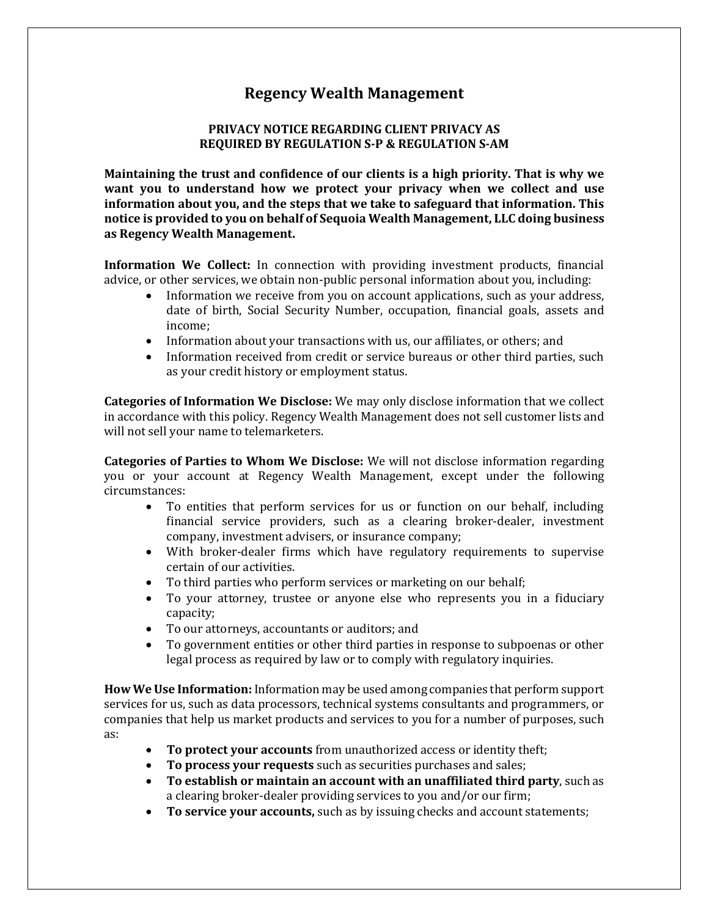# Regency Wealth Management

### PRIVACY NOTICE REGARDING CLIENT PRIVACY AS REQUIRED BY REGULATION S-P & REGULATION S-AM

**Maintaining the trust and confidence of our clients is a high priority. That is why we want you to understand how we protect your privacy when we collect and use information about you, and the steps that we take to safeguard that information. This notice is provided to you on behalf of Sequoia Wealth Management, LLC doing business as Regency Wealth Management.**

**Information We Collect:** In connection with providing investment products, financial advice, or other services, we obtain non-public personal information about you, including:

- Information we receive from you on account applications, such as your address, date of birth, Social Security Number, occupation, financial goals, assets and income;
- Information about your transactions with us, our affiliates, or others; and
- Information received from credit or service bureaus or other third parties, such as your credit history or employment status.

**Categories of Information We Disclose:** We may only disclose information that we collect in accordance with this policy. Regency Wealth Management does not sell customer lists and will not sell your name to telemarketers.

**Categories of Parties to Whom We Disclose:** We will not disclose information regarding you or your account at Regency Wealth Management, except under the following circumstances:

- To entities that perform services for us or function on our behalf, including financial service providers, such as a clearing broker-dealer, investment company, investment advisers, or insurance company;
- With broker-dealer firms which have regulatory requirements to supervise certain of our activities.
- To third parties who perform services or marketing on our behalf;
- To your attorney, trustee or anyone else who represents you in a fiduciary capacity;
- To our attorneys, accountants or auditors; and
- To government entities or other third parties in response to subpoenas or other legal process as required by law or to comply with regulatory inquiries.

**How We Use Information:** Information may be used among companies that perform support services for us, such as data processors, technical systems consultants and programmers, or companies that help us market products and services to you for a number of purposes, such as:

- **To protect your accounts** from unauthorized access or identity theft;
- **To process your requests** such as securities purchases and sales;
- **To establish or maintain an account with an unaffiliated third party**, such as a clearing broker-dealer providing services to you and/or our firm;
- **To service your accounts,** such as by issuing checks and account statements;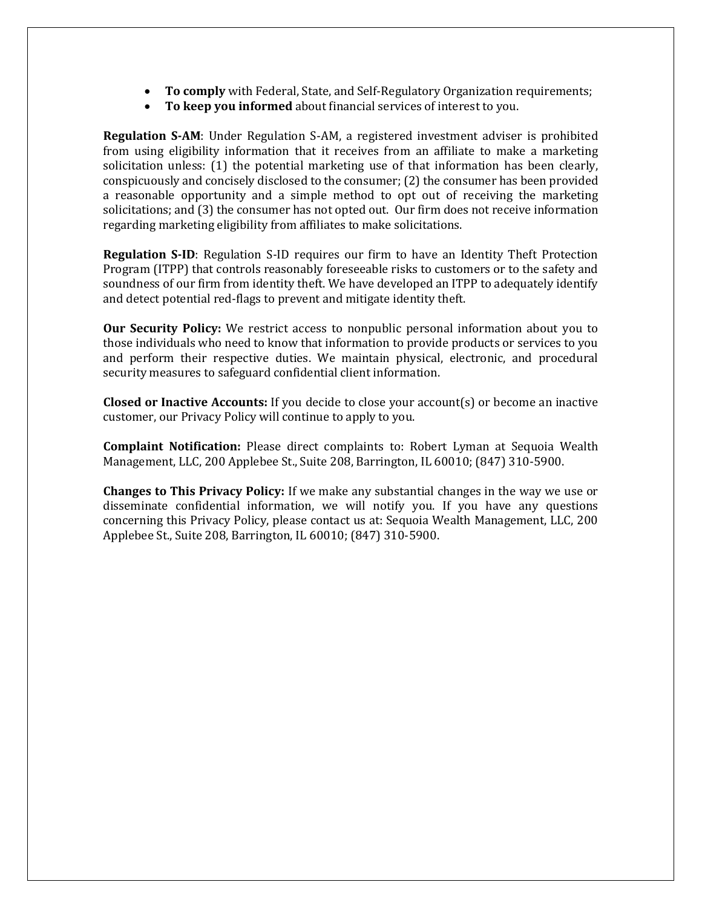- **To comply** with Federal, State, and Self-Regulatory Organization requirements;
- **To keep you informed** about financial services of interest to you.

**Regulation S-AM**: Under Regulation S-AM, a registered investment adviser is prohibited from using eligibility information that it receives from an affiliate to make a marketing solicitation unless: (1) the potential marketing use of that information has been clearly, conspicuously and concisely disclosed to the consumer; (2) the consumer has been provided a reasonable opportunity and a simple method to opt out of receiving the marketing solicitations; and (3) the consumer has not opted out. Our firm does not receive information regarding marketing eligibility from affiliates to make solicitations.

**Regulation S-ID**: Regulation S-ID requires our firm to have an Identity Theft Protection Program (ITPP) that controls reasonably foreseeable risks to customers or to the safety and soundness of our firm from identity theft. We have developed an ITPP to adequately identify and detect potential red-flags to prevent and mitigate identity theft.

**Our Security Policy:** We restrict access to nonpublic personal information about you to those individuals who need to know that information to provide products or services to you and perform their respective duties. We maintain physical, electronic, and procedural security measures to safeguard confidential client information.

**Closed or Inactive Accounts:** If you decide to close your account(s) or become an inactive customer, our Privacy Policy will continue to apply to you.

**Complaint Notification:** Please direct complaints to: Robert Lyman at Sequoia Wealth Management, LLC, 200 Applebee St., Suite 208, Barrington, IL 60010; (847) 310-5900.

**Changes to This Privacy Policy:** If we make any substantial changes in the way we use or disseminate confidential information, we will notify you. If you have any questions concerning this Privacy Policy, please contact us at: Sequoia Wealth Management, LLC, 200 Applebee St., Suite 208, Barrington, IL 60010; (847) 310-5900.